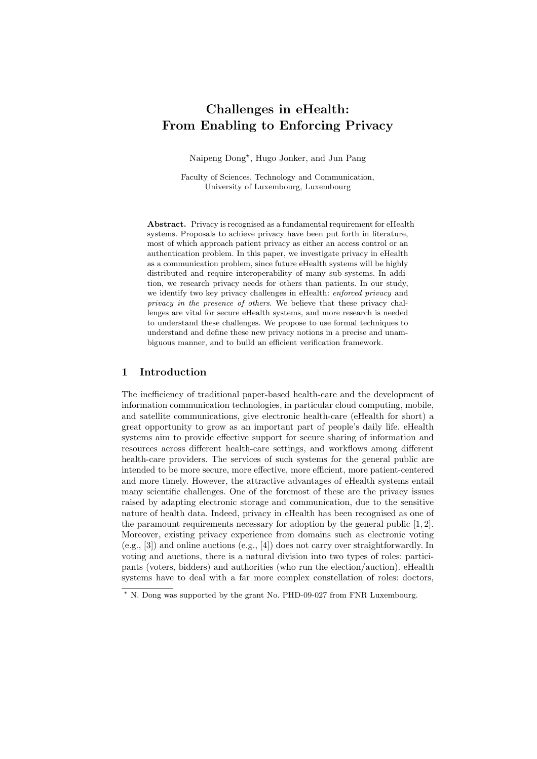# Challenges in eHealth: From Enabling to Enforcing Privacy

Naipeng Dong*, Hugo Jonker, and Jun Pang

Faculty of Sciences, Technology and Communication,
University of Luxembourg, Luxembourg

**Abstract.** Privacy is recognised as a fundamental requirement for eHealth systems. Proposals to achieve privacy have been put forth in literature, most of which approach patient privacy as either an access control or an authentication problem. In this paper, we investigate privacy in eHealth as a communication problem, since future eHealth systems will be highly distributed and require interoperability of many sub-systems. In addition, we research privacy needs for others than patients. In our study, we identify two key privacy challenges in eHealth: *enforced privacy* and *privacy in the presence of others*. We believe that these privacy challenges are vital for secure eHealth systems, and more research is needed to understand these challenges. We propose to use formal techniques to understand and define these new privacy notions in a precise and unambiguous manner, and to build an efficient verification framework.

## 1 Introduction

The inefficiency of traditional paper-based health-care and the development of information communication technologies, in particular cloud computing, mobile, and satellite communications, give electronic health-care (eHealth for short) a great opportunity to grow as an important part of people's daily life. eHealth systems aim to provide effective support for secure sharing of information and resources across different health-care settings, and workflows among different health-care providers. The services of such systems for the general public are intended to be more secure, more effective, more efficient, more patient-centered and more timely. However, the attractive advantages of eHealth systems entail many scientific challenges. One of the foremost of these are the privacy issues raised by adapting electronic storage and communication, due to the sensitive nature of health data. Indeed, privacy in eHealth has been recognised as one of the paramount requirements necessary for adoption by the general public [1, 2]. Moreover, existing privacy experience from domains such as electronic voting (e.g., [3]) and online auctions (e.g., [4]) does not carry over straightforwardly. In voting and auctions, there is a natural division into two types of roles: participants (voters, bidders) and authorities (who run the election/auction). eHealth systems have to deal with a far more complex constellation of roles: doctors,

* N. Dong was supported by the grant No. PHD-09-027 from FNR Luxembourg.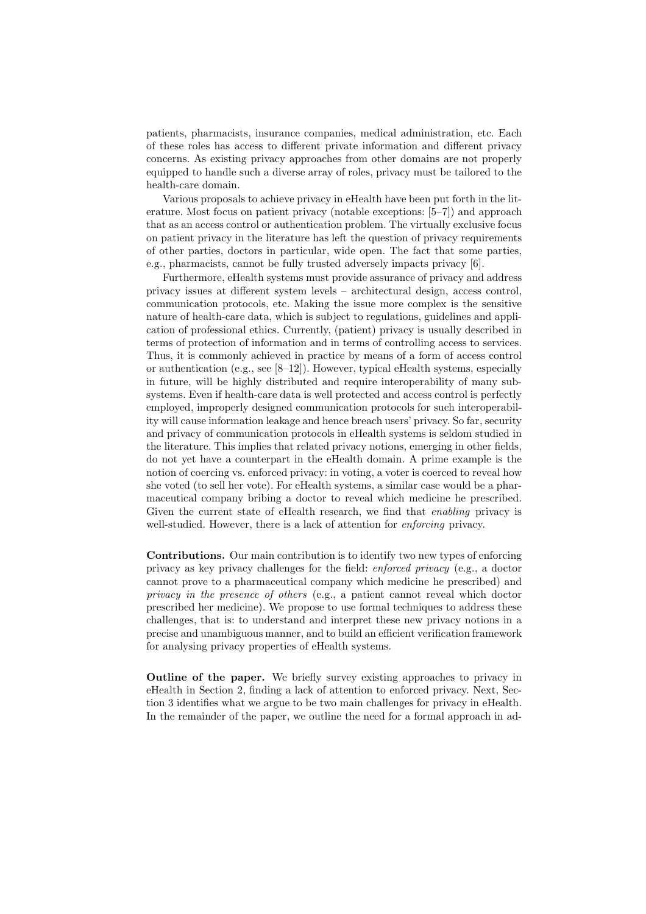patients, pharmacists, insurance companies, medical administration, etc. Each of these roles has access to different private information and different privacy concerns. As existing privacy approaches from other domains are not properly equipped to handle such a diverse array of roles, privacy must be tailored to the health-care domain.

Various proposals to achieve privacy in eHealth have been put forth in the literature. Most focus on patient privacy (notable exceptions: [5–7]) and approach that as an access control or authentication problem. The virtually exclusive focus on patient privacy in the literature has left the question of privacy requirements of other parties, doctors in particular, wide open. The fact that some parties, e.g., pharmacists, cannot be fully trusted adversely impacts privacy [6].

Furthermore, eHealth systems must provide assurance of privacy and address privacy issues at different system levels – architectural design, access control, communication protocols, etc. Making the issue more complex is the sensitive nature of health-care data, which is subject to regulations, guidelines and application of professional ethics. Currently, (patient) privacy is usually described in terms of protection of information and in terms of controlling access to services. Thus, it is commonly achieved in practice by means of a form of access control or authentication (e.g., see [8–12]). However, typical eHealth systems, especially in future, will be highly distributed and require interoperability of many subsystems. Even if health-care data is well protected and access control is perfectly employed, improperly designed communication protocols for such interoperability will cause information leakage and hence breach users' privacy. So far, security and privacy of communication protocols in eHealth systems is seldom studied in the literature. This implies that related privacy notions, emerging in other fields, do not yet have a counterpart in the eHealth domain. A prime example is the notion of coercing vs. enforced privacy: in voting, a voter is coerced to reveal how she voted (to sell her vote). For eHealth systems, a similar case would be a pharmaceutical company bribing a doctor to reveal which medicine he prescribed. Given the current state of eHealth research, we find that *enabling* privacy is well-studied. However, there is a lack of attention for *enforcing* privacy.

**Contributions.** Our main contribution is to identify two new types of enforcing privacy as key privacy challenges for the field: *enforced privacy* (e.g., a doctor cannot prove to a pharmaceutical company which medicine he prescribed) and *privacy in the presence of others* (e.g., a patient cannot reveal which doctor prescribed her medicine). We propose to use formal techniques to address these challenges, that is: to understand and interpret these new privacy notions in a precise and unambiguous manner, and to build an efficient verification framework for analysing privacy properties of eHealth systems.

**Outline of the paper.** We briefly survey existing approaches to privacy in eHealth in Section 2, finding a lack of attention to enforced privacy. Next, Section 3 identifies what we argue to be two main challenges for privacy in eHealth. In the remainder of the paper, we outline the need for a formal approach in ad-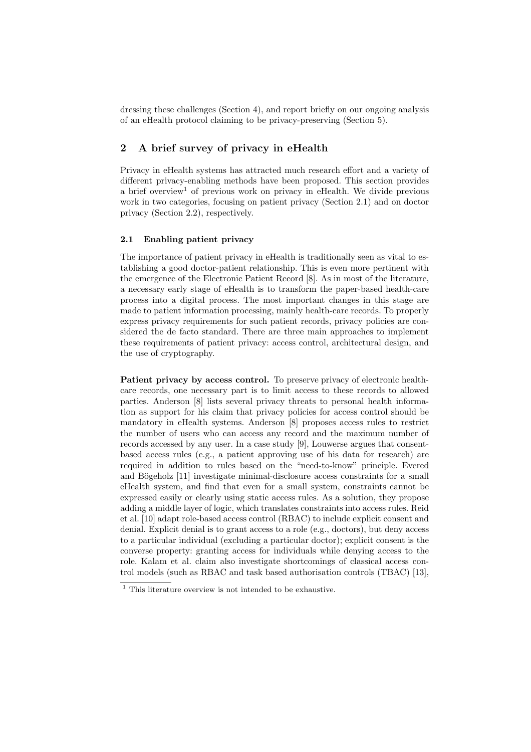dressing these challenges (Section 4), and report briefly on our ongoing analysis of an eHealth protocol claiming to be privacy-preserving (Section 5).

## 2 A brief survey of privacy in eHealth

Privacy in eHealth systems has attracted much research effort and a variety of different privacy-enabling methods have been proposed. This section provides a brief overview[1] of previous work on privacy in eHealth. We divide previous work in two categories, focusing on patient privacy (Section 2.1) and on doctor privacy (Section 2.2), respectively.

### 2.1 Enabling patient privacy

The importance of patient privacy in eHealth is traditionally seen as vital to establishing a good doctor-patient relationship. This is even more pertinent with the emergence of the Electronic Patient Record [8]. As in most of the literature, a necessary early stage of eHealth is to transform the paper-based health-care process into a digital process. The most important changes in this stage are made to patient information processing, mainly health-care records. To properly express privacy requirements for such patient records, privacy policies are considered the de facto standard. There are three main approaches to implement these requirements of patient privacy: access control, architectural design, and the use of cryptography.

**Patient privacy by access control.** To preserve privacy of electronic health-care records, one necessary part is to limit access to these records to allowed parties. Anderson [8] lists several privacy threats to personal health information as support for his claim that privacy policies for access control should be mandatory in eHealth systems. Anderson [8] proposes access rules to restrict the number of users who can access any record and the maximum number of records accessed by any user. In a case study [9], Louwerse argues that consent-based access rules (e.g., a patient approving use of his data for research) are required in addition to rules based on the "need-to-know" principle. Evered and Bögeholz [11] investigate minimal-disclosure access constraints for a small eHealth system, and find that even for a small system, constraints cannot be expressed easily or clearly using static access rules. As a solution, they propose adding a middle layer of logic, which translates constraints into access rules. Reid et al. [10] adapt role-based access control (RBAC) to include explicit consent and denial. Explicit denial is to grant access to a role (e.g., doctors), but deny access to a particular individual (excluding a particular doctor); explicit consent is the converse property: granting access for individuals while denying access to the role. Kalam et al. claim also investigate shortcomings of classical access control models (such as RBAC and task based authorisation controls (TBAC) [13],

[1] This literature overview is not intended to be exhaustive.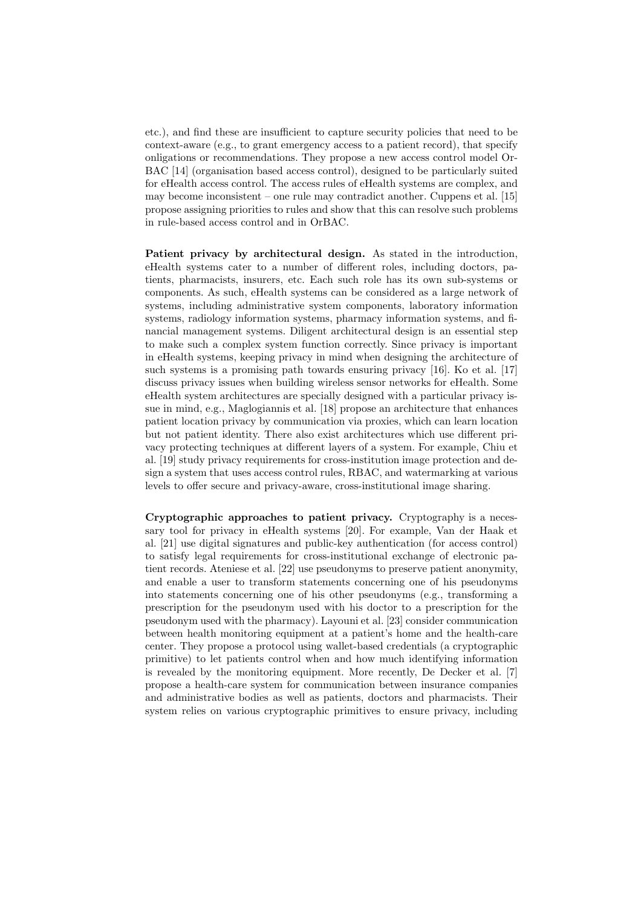etc.), and find these are insufficient to capture security policies that need to be context-aware (e.g., to grant emergency access to a patient record), that specify onligations or recommendations. They propose a new access control model Or-BAC [14] (organisation based access control), designed to be particularly suited for eHealth access control. The access rules of eHealth systems are complex, and may become inconsistent – one rule may contradict another. Cuppens et al. [15] propose assigning priorities to rules and show that this can resolve such problems in rule-based access control and in OrBAC.

**Patient privacy by architectural design.** As stated in the introduction, eHealth systems cater to a number of different roles, including doctors, patients, pharmacists, insurers, etc. Each such role has its own sub-systems or components. As such, eHealth systems can be considered as a large network of systems, including administrative system components, laboratory information systems, radiology information systems, pharmacy information systems, and financial management systems. Diligent architectural design is an essential step to make such a complex system function correctly. Since privacy is important in eHealth systems, keeping privacy in mind when designing the architecture of such systems is a promising path towards ensuring privacy [16]. Ko et al. [17] discuss privacy issues when building wireless sensor networks for eHealth. Some eHealth system architectures are specially designed with a particular privacy issue in mind, e.g., Maglogiannis et al. [18] propose an architecture that enhances patient location privacy by communication via proxies, which can learn location but not patient identity. There also exist architectures which use different privacy protecting techniques at different layers of a system. For example, Chiu et al. [19] study privacy requirements for cross-institution image protection and design a system that uses access control rules, RBAC, and watermarking at various levels to offer secure and privacy-aware, cross-institutional image sharing.

**Cryptographic approaches to patient privacy.** Cryptography is a necessary tool for privacy in eHealth systems [20]. For example, Van der Haak et al. [21] use digital signatures and public-key authentication (for access control) to satisfy legal requirements for cross-institutional exchange of electronic patient records. Ateniese et al. [22] use pseudonyms to preserve patient anonymity, and enable a user to transform statements concerning one of his pseudonyms into statements concerning one of his other pseudonyms (e.g., transforming a prescription for the pseudonym used with his doctor to a prescription for the pseudonym used with the pharmacy). Layouni et al. [23] consider communication between health monitoring equipment at a patient's home and the health-care center. They propose a protocol using wallet-based credentials (a cryptographic primitive) to let patients control when and how much identifying information is revealed by the monitoring equipment. More recently, De Decker et al. [7] propose a health-care system for communication between insurance companies and administrative bodies as well as patients, doctors and pharmacists. Their system relies on various cryptographic primitives to ensure privacy, including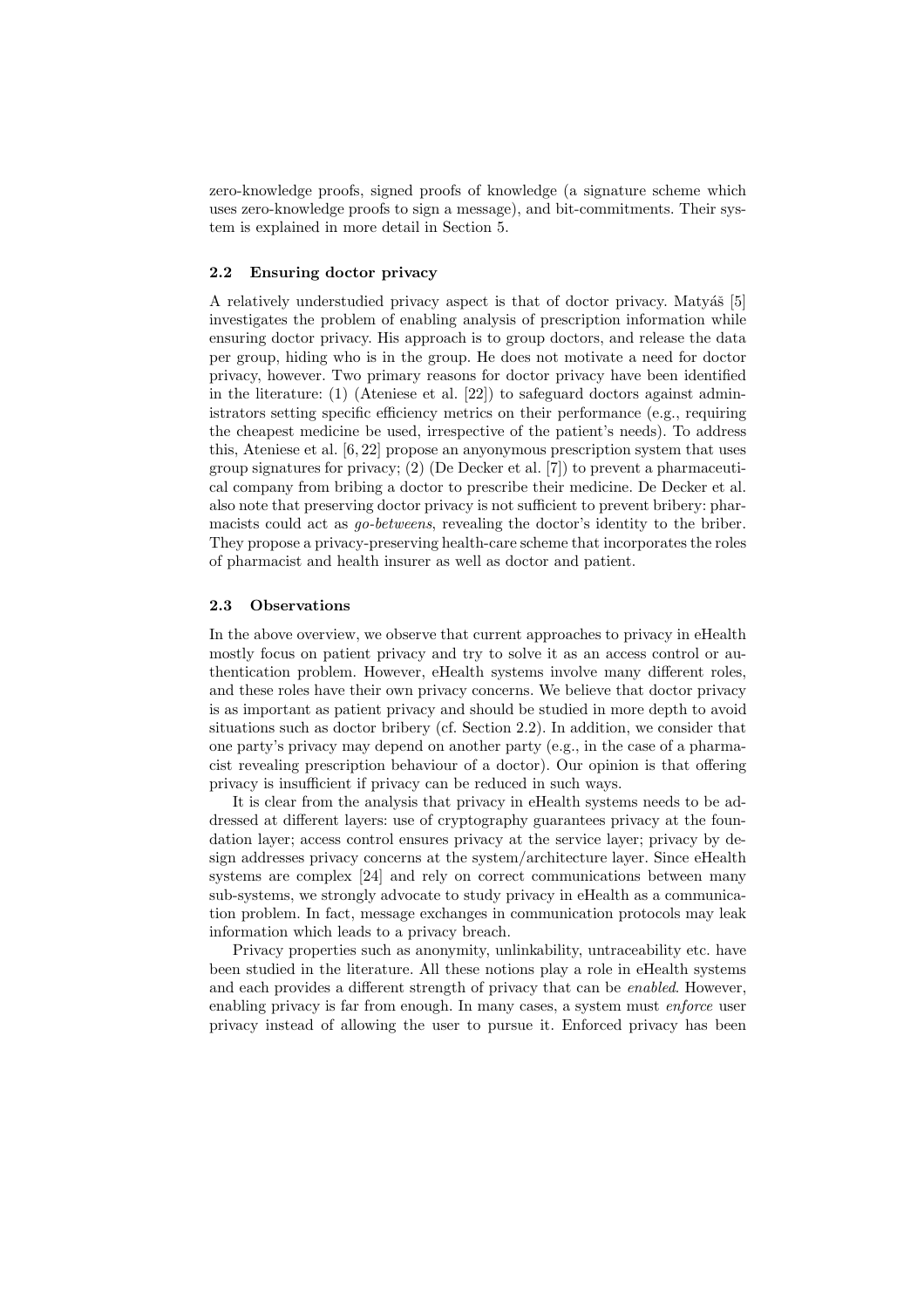zero-knowledge proofs, signed proofs of knowledge (a signature scheme which uses zero-knowledge proofs to sign a message), and bit-commitments. Their system is explained in more detail in Section 5.

### 2.2 Ensuring doctor privacy

A relatively understudied privacy aspect is that of doctor privacy. Matyáš [5] investigates the problem of enabling analysis of prescription information while ensuring doctor privacy. His approach is to group doctors, and release the data per group, hiding who is in the group. He does not motivate a need for doctor privacy, however. Two primary reasons for doctor privacy have been identified in the literature: (1) (Ateniese et al. [22]) to safeguard doctors against administrators setting specific efficiency metrics on their performance (e.g., requiring the cheapest medicine be used, irrespective of the patient's needs). To address this, Ateniese et al. [6, 22] propose an anyonymous prescription system that uses group signatures for privacy; (2) (De Decker et al. [7]) to prevent a pharmaceutical company from bribing a doctor to prescribe their medicine. De Decker et al. also note that preserving doctor privacy is not sufficient to prevent bribery: pharmacists could act as *go-betweens*, revealing the doctor's identity to the briber. They propose a privacy-preserving health-care scheme that incorporates the roles of pharmacist and health insurer as well as doctor and patient.

### 2.3 Observations

In the above overview, we observe that current approaches to privacy in eHealth mostly focus on patient privacy and try to solve it as an access control or authentication problem. However, eHealth systems involve many different roles, and these roles have their own privacy concerns. We believe that doctor privacy is as important as patient privacy and should be studied in more depth to avoid situations such as doctor bribery (cf. Section 2.2). In addition, we consider that one party's privacy may depend on another party (e.g., in the case of a pharmacist revealing prescription behaviour of a doctor). Our opinion is that offering privacy is insufficient if privacy can be reduced in such ways.

It is clear from the analysis that privacy in eHealth systems needs to be addressed at different layers: use of cryptography guarantees privacy at the foundation layer; access control ensures privacy at the service layer; privacy by design addresses privacy concerns at the system/architecture layer. Since eHealth systems are complex [24] and rely on correct communications between many sub-systems, we strongly advocate to study privacy in eHealth as a communication problem. In fact, message exchanges in communication protocols may leak information which leads to a privacy breach.

Privacy properties such as anonymity, unlinkability, untraceability etc. have been studied in the literature. All these notions play a role in eHealth systems and each provides a different strength of privacy that can be *enabled*. However, enabling privacy is far from enough. In many cases, a system must *enforce* user privacy instead of allowing the user to pursue it. Enforced privacy has been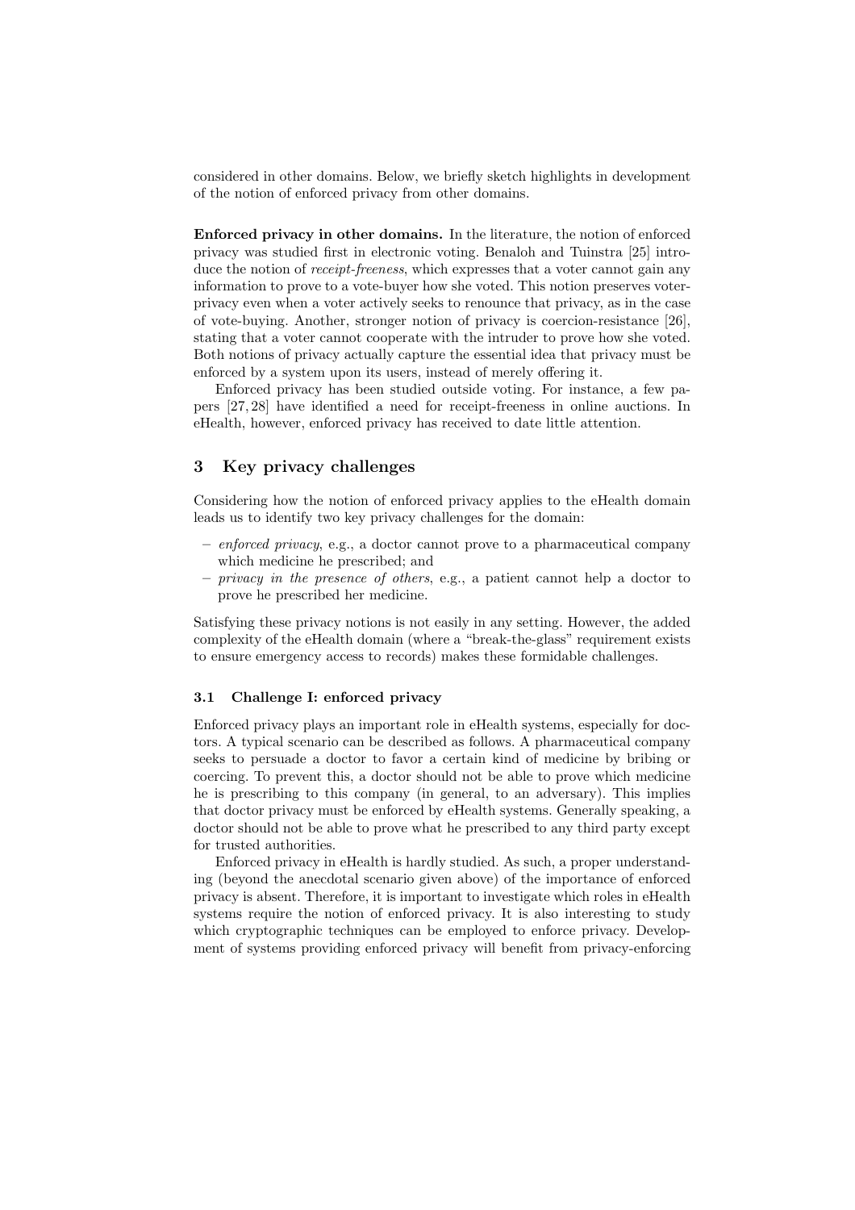considered in other domains. Below, we briefly sketch highlights in development of the notion of enforced privacy from other domains.

**Enforced privacy in other domains.** In the literature, the notion of enforced privacy was studied first in electronic voting. Benaloh and Tuinstra [25] introduce the notion of *receipt-freeness*, which expresses that a voter cannot gain any information to prove to a vote-buyer how she voted. This notion preserves voter-privacy even when a voter actively seeks to renounce that privacy, as in the case of vote-buying. Another, stronger notion of privacy is coercion-resistance [26], stating that a voter cannot cooperate with the intruder to prove how she voted. Both notions of privacy actually capture the essential idea that privacy must be enforced by a system upon its users, instead of merely offering it.

Enforced privacy has been studied outside voting. For instance, a few papers [27, 28] have identified a need for receipt-freeness in online auctions. In eHealth, however, enforced privacy has received to date little attention.

## 3 Key privacy challenges

Considering how the notion of enforced privacy applies to the eHealth domain leads us to identify two key privacy challenges for the domain:

- *enforced privacy*, e.g., a doctor cannot prove to a pharmaceutical company which medicine he prescribed; and
- *privacy in the presence of others*, e.g., a patient cannot help a doctor to prove he prescribed her medicine.

Satisfying these privacy notions is not easily in any setting. However, the added complexity of the eHealth domain (where a "break-the-glass" requirement exists to ensure emergency access to records) makes these formidable challenges.

### 3.1 Challenge I: enforced privacy

Enforced privacy plays an important role in eHealth systems, especially for doctors. A typical scenario can be described as follows. A pharmaceutical company seeks to persuade a doctor to favor a certain kind of medicine by bribing or coercing. To prevent this, a doctor should not be able to prove which medicine he is prescribing to this company (in general, to an adversary). This implies that doctor privacy must be enforced by eHealth systems. Generally speaking, a doctor should not be able to prove what he prescribed to any third party except for trusted authorities.

Enforced privacy in eHealth is hardly studied. As such, a proper understanding (beyond the anecdotal scenario given above) of the importance of enforced privacy is absent. Therefore, it is important to investigate which roles in eHealth systems require the notion of enforced privacy. It is also interesting to study which cryptographic techniques can be employed to enforce privacy. Development of systems providing enforced privacy will benefit from privacy-enforcing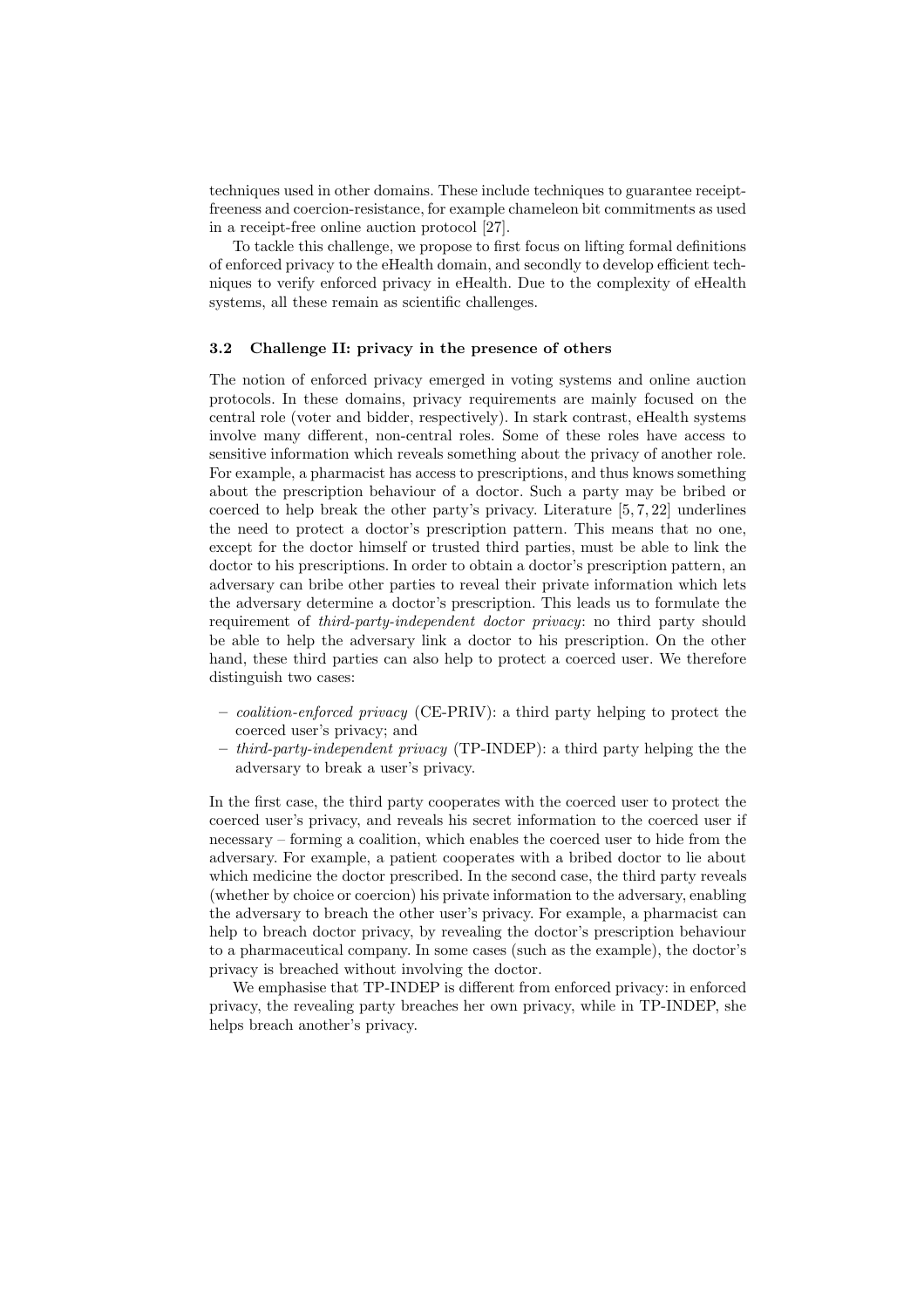techniques used in other domains. These include techniques to guarantee receipt-freeness and coercion-resistance, for example chameleon bit commitments as used in a receipt-free online auction protocol [27].

To tackle this challenge, we propose to first focus on lifting formal definitions of enforced privacy to the eHealth domain, and secondly to develop efficient techniques to verify enforced privacy in eHealth. Due to the complexity of eHealth systems, all these remain as scientific challenges.

### 3.2 Challenge II: privacy in the presence of others

The notion of enforced privacy emerged in voting systems and online auction protocols. In these domains, privacy requirements are mainly focused on the central role (voter and bidder, respectively). In stark contrast, eHealth systems involve many different, non-central roles. Some of these roles have access to sensitive information which reveals something about the privacy of another role. For example, a pharmacist has access to prescriptions, and thus knows something about the prescription behaviour of a doctor. Such a party may be bribed or coerced to help break the other party's privacy. Literature [5, 7, 22] underlines the need to protect a doctor's prescription pattern. This means that no one, except for the doctor himself or trusted third parties, must be able to link the doctor to his prescriptions. In order to obtain a doctor's prescription pattern, an adversary can bribe other parties to reveal their private information which lets the adversary determine a doctor's prescription. This leads us to formulate the requirement of *third-party-independent doctor privacy*: no third party should be able to help the adversary link a doctor to his prescription. On the other hand, these third parties can also help to protect a coerced user. We therefore distinguish two cases:

- *coalition-enforced privacy* (CE-PRIV): a third party helping to protect the coerced user's privacy; and
- *third-party-independent privacy* (TP-INDEP): a third party helping the the adversary to break a user's privacy.

In the first case, the third party cooperates with the coerced user to protect the coerced user's privacy, and reveals his secret information to the coerced user if necessary – forming a coalition, which enables the coerced user to hide from the adversary. For example, a patient cooperates with a bribed doctor to lie about which medicine the doctor prescribed. In the second case, the third party reveals (whether by choice or coercion) his private information to the adversary, enabling the adversary to breach the other user's privacy. For example, a pharmacist can help to breach doctor privacy, by revealing the doctor's prescription behaviour to a pharmaceutical company. In some cases (such as the example), the doctor's privacy is breached without involving the doctor.

We emphasise that TP-INDEP is different from enforced privacy: in enforced privacy, the revealing party breaches her own privacy, while in TP-INDEP, she helps breach another's privacy.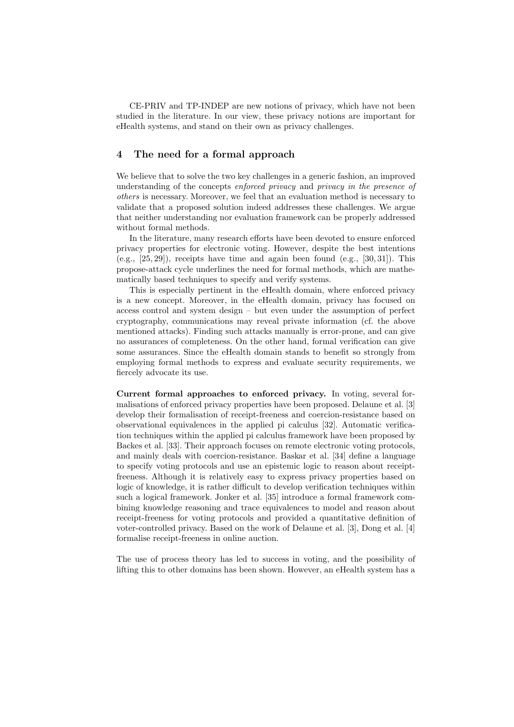CE-PRIV and TP-INDEP are new notions of privacy, which have not been studied in the literature. In our view, these privacy notions are important for eHealth systems, and stand on their own as privacy challenges.

## 4 The need for a formal approach

We believe that to solve the two key challenges in a generic fashion, an improved understanding of the concepts *enforced privacy* and *privacy in the presence of others* is necessary. Moreover, we feel that an evaluation method is necessary to validate that a proposed solution indeed addresses these challenges. We argue that neither understanding nor evaluation framework can be properly addressed without formal methods.

In the literature, many research efforts have been devoted to ensure enforced privacy properties for electronic voting. However, despite the best intentions (e.g., [25, 29]), receipts have time and again been found (e.g., [30, 31]). This propose-attack cycle underlines the need for formal methods, which are mathematically based techniques to specify and verify systems.

This is especially pertinent in the eHealth domain, where enforced privacy is a new concept. Moreover, in the eHealth domain, privacy has focused on access control and system design – but even under the assumption of perfect cryptography, communications may reveal private information (cf. the above mentioned attacks). Finding such attacks manually is error-prone, and can give no assurances of completeness. On the other hand, formal verification can give some assurances. Since the eHealth domain stands to benefit so strongly from employing formal methods to express and evaluate security requirements, we fiercely advocate its use.

**Current formal approaches to enforced privacy.** In voting, several formalisations of enforced privacy properties have been proposed. Delaune et al. [3] develop their formalisation of receipt-freeness and coercion-resistance based on observational equivalences in the applied pi calculus [32]. Automatic verification techniques within the applied pi calculus framework have been proposed by Backes et al. [33]. Their approach focuses on remote electronic voting protocols, and mainly deals with coercion-resistance. Baskar et al. [34] define a language to specify voting protocols and use an epistemic logic to reason about receipt-freeness. Although it is relatively easy to express privacy properties based on logic of knowledge, it is rather difficult to develop verification techniques within such a logical framework. Jonker et al. [35] introduce a formal framework combining knowledge reasoning and trace equivalences to model and reason about receipt-freeness for voting protocols and provided a quantitative definition of voter-controlled privacy. Based on the work of Delaune et al. [3], Dong et al. [4] formalise receipt-freeness in online auction.

The use of process theory has led to success in voting, and the possibility of lifting this to other domains has been shown. However, an eHealth system has a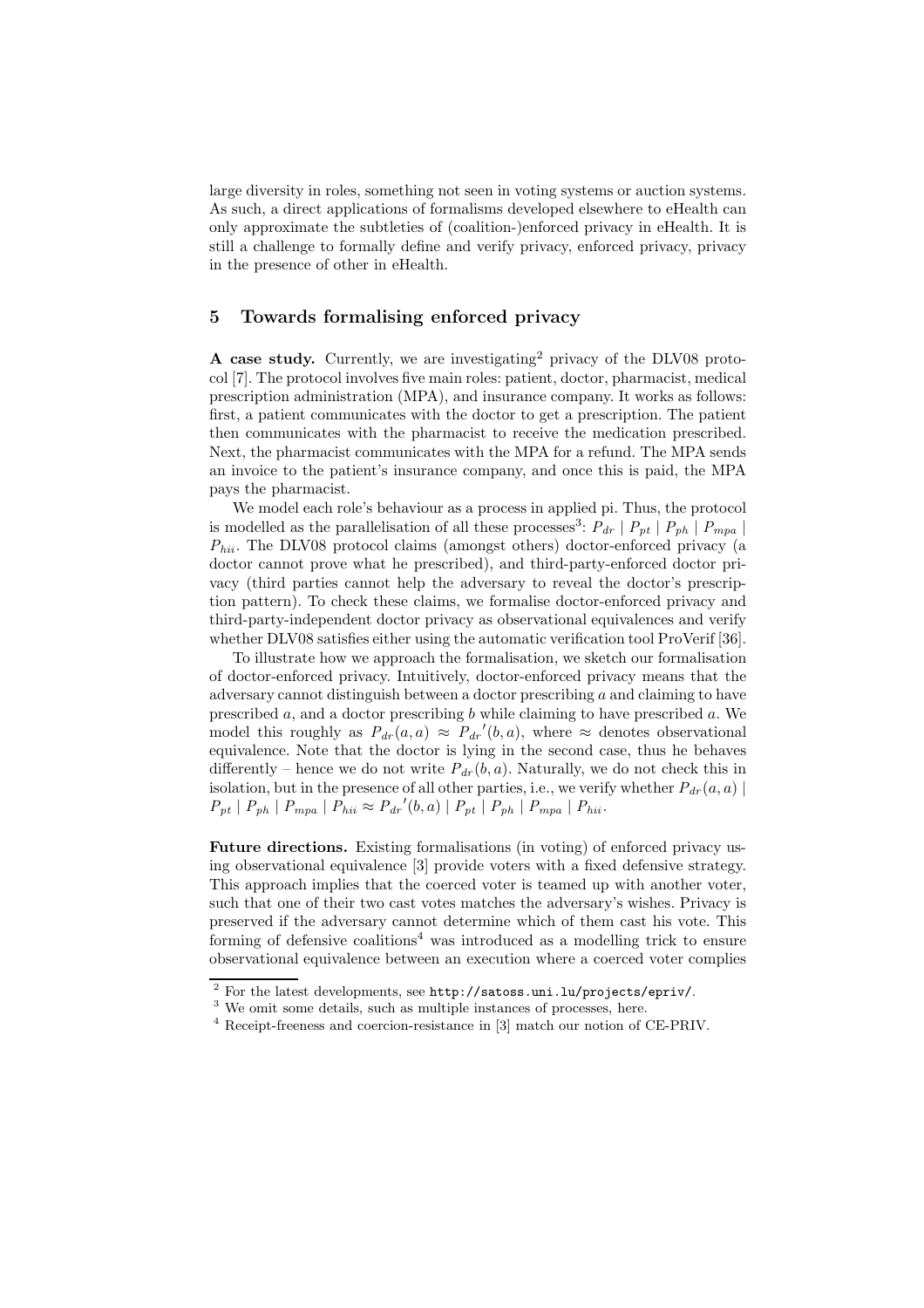large diversity in roles, something not seen in voting systems or auction systems. As such, a direct applications of formalisms developed elsewhere to eHealth can only approximate the subtleties of (coalition-)enforced privacy in eHealth. It is still a challenge to formally define and verify privacy, enforced privacy, privacy in the presence of other in eHealth.

## 5 Towards formalising enforced privacy

**A case study.** Currently, we are investigating[2] privacy of the DLV08 protocol [7]. The protocol involves five main roles: patient, doctor, pharmacist, medical prescription administration (MPA), and insurance company. It works as follows: first, a patient communicates with the doctor to get a prescription. The patient then communicates with the pharmacist to receive the medication prescribed. Next, the pharmacist communicates with the MPA for a refund. The MPA sends an invoice to the patient's insurance company, and once this is paid, the MPA pays the pharmacist.

We model each role's behaviour as a process in applied pi. Thus, the protocol is modelled as the parallelisation of all these processes[3]: $P_{dr} \mid P_{pt} \mid P_{ph} \mid P_{mpa} \mid P_{hii}$. The DLV08 protocol claims (amongst others) doctor-enforced privacy (a doctor cannot prove what he prescribed), and third-party-enforced doctor privacy (third parties cannot help the adversary to reveal the doctor's prescription pattern). To check these claims, we formalise doctor-enforced privacy and third-party-independent doctor privacy as observational equivalences and verify whether DLV08 satisfies either using the automatic verification tool ProVerif [36].

To illustrate how we approach the formalisation, we sketch our formalisation of doctor-enforced privacy. Intuitively, doctor-enforced privacy means that the adversary cannot distinguish between a doctor prescribing $a$ and claiming to have prescribed $a$, and a doctor prescribing $b$ while claiming to have prescribed $a$. We model this roughly as $P_{dr}(a,a) \approx {P_{dr}}'(b,a)$, where $\approx$ denotes observational equivalence. Note that the doctor is lying in the second case, thus he behaves differently – hence we do not write $P_{dr}(b,a)$. Naturally, we do not check this in isolation, but in the presence of all other parties, i.e., we verify whether $P_{dr}(a,a) \mid P_{pt} \mid P_{ph} \mid P_{mpa} \mid P_{hii} \approx {P_{dr}}'(b,a) \mid P_{pt} \mid P_{ph} \mid P_{mpa} \mid P_{hii}$.

**Future directions.** Existing formalisations (in voting) of enforced privacy using observational equivalence [3] provide voters with a fixed defensive strategy. This approach implies that the coerced voter is teamed up with another voter, such that one of their two cast votes matches the adversary's wishes. Privacy is preserved if the adversary cannot determine which of them cast his vote. This forming of defensive coalitions[4] was introduced as a modelling trick to ensure observational equivalence between an execution where a coerced voter complies

[2] For the latest developments, see http://satoss.uni.lu/projects/epriv/.

[3] We omit some details, such as multiple instances of processes, here.

[4] Receipt-freeness and coercion-resistance in [3] match our notion of CE-PRIV.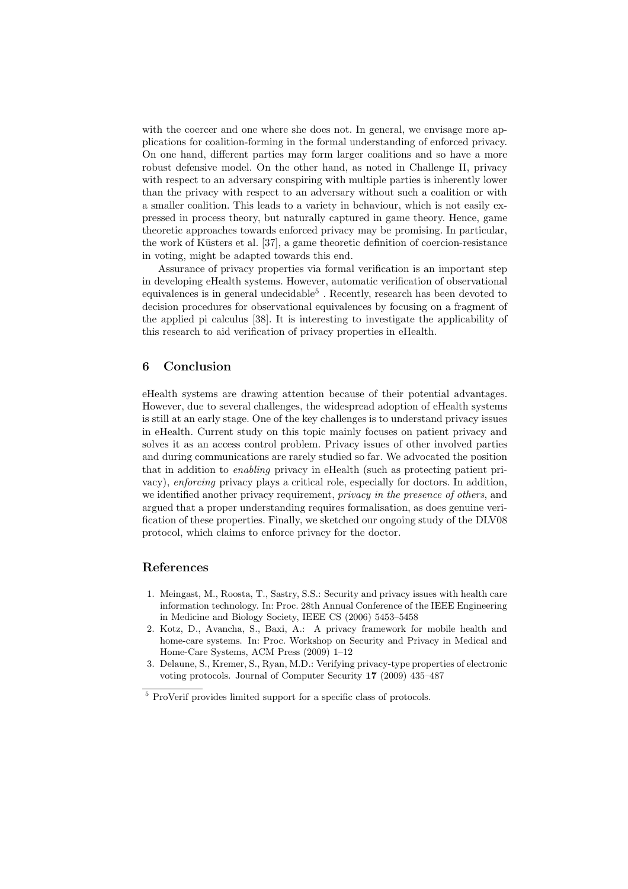with the coercer and one where she does not. In general, we envisage more applications for coalition-forming in the formal understanding of enforced privacy. On one hand, different parties may form larger coalitions and so have a more robust defensive model. On the other hand, as noted in Challenge II, privacy with respect to an adversary conspiring with multiple parties is inherently lower than the privacy with respect to an adversary without such a coalition or with a smaller coalition. This leads to a variety in behaviour, which is not easily expressed in process theory, but naturally captured in game theory. Hence, game theoretic approaches towards enforced privacy may be promising. In particular, the work of Küsters et al. [37], a game theoretic definition of coercion-resistance in voting, might be adapted towards this end.

Assurance of privacy properties via formal verification is an important step in developing eHealth systems. However, automatic verification of observational equivalences is in general undecidable[5] . Recently, research has been devoted to decision procedures for observational equivalences by focusing on a fragment of the applied pi calculus [38]. It is interesting to investigate the applicability of this research to aid verification of privacy properties in eHealth.

## 6 Conclusion

eHealth systems are drawing attention because of their potential advantages. However, due to several challenges, the widespread adoption of eHealth systems is still at an early stage. One of the key challenges is to understand privacy issues in eHealth. Current study on this topic mainly focuses on patient privacy and solves it as an access control problem. Privacy issues of other involved parties and during communications are rarely studied so far. We advocated the position that in addition to *enabling* privacy in eHealth (such as protecting patient privacy), *enforcing* privacy plays a critical role, especially for doctors. In addition, we identified another privacy requirement, *privacy in the presence of others*, and argued that a proper understanding requires formalisation, as does genuine verification of these properties. Finally, we sketched our ongoing study of the DLV08 protocol, which claims to enforce privacy for the doctor.

## References

1. Meingast, M., Roosta, T., Sastry, S.S.: Security and privacy issues with health care information technology. In: Proc. 28th Annual Conference of the IEEE Engineering in Medicine and Biology Society, IEEE CS (2006) 5453–5458
2. Kotz, D., Avancha, S., Baxi, A.: A privacy framework for mobile health and home-care systems. In: Proc. Workshop on Security and Privacy in Medical and Home-Care Systems, ACM Press (2009) 1–12
3. Delaune, S., Kremer, S., Ryan, M.D.: Verifying privacy-type properties of electronic voting protocols. Journal of Computer Security **17** (2009) 435–487

[5] ProVerif provides limited support for a specific class of protocols.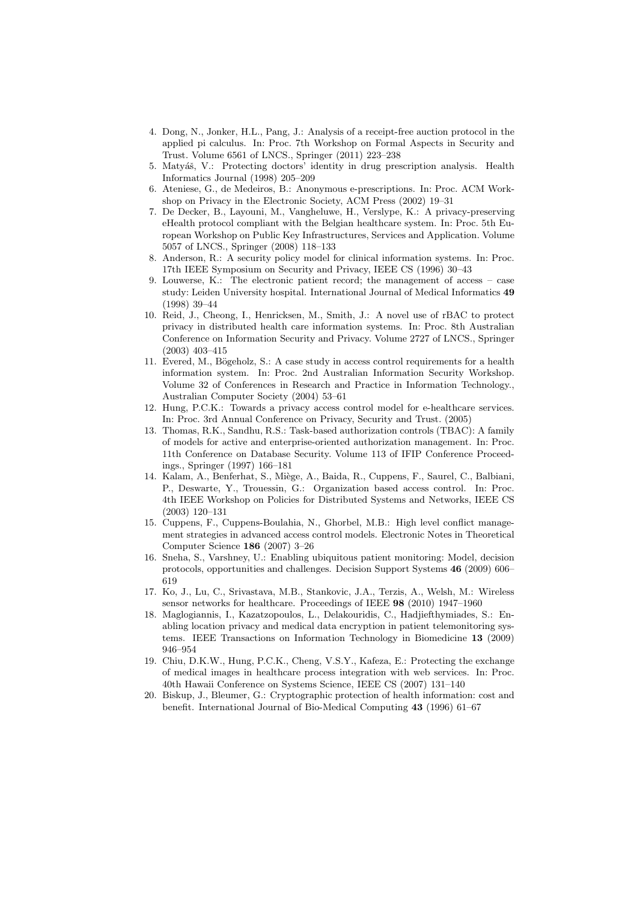4. Dong, N., Jonker, H.L., Pang, J.: Analysis of a receipt-free auction protocol in the applied pi calculus. In: Proc. 7th Workshop on Formal Aspects in Security and Trust. Volume 6561 of LNCS., Springer (2011) 223–238
5. Matyáš, V.: Protecting doctors' identity in drug prescription analysis. Health Informatics Journal (1998) 205–209
6. Ateniese, G., de Medeiros, B.: Anonymous e-prescriptions. In: Proc. ACM Workshop on Privacy in the Electronic Society, ACM Press (2002) 19–31
7. De Decker, B., Layouni, M., Vangheluwe, H., Verslype, K.: A privacy-preserving eHealth protocol compliant with the Belgian healthcare system. In: Proc. 5th European Workshop on Public Key Infrastructures, Services and Application. Volume 5057 of LNCS., Springer (2008) 118–133
8. Anderson, R.: A security policy model for clinical information systems. In: Proc. 17th IEEE Symposium on Security and Privacy, IEEE CS (1996) 30–43
9. Louwerse, K.: The electronic patient record; the management of access – case study: Leiden University hospital. International Journal of Medical Informatics **49** (1998) 39–44
10. Reid, J., Cheong, I., Henricksen, M., Smith, J.: A novel use of rBAC to protect privacy in distributed health care information systems. In: Proc. 8th Australian Conference on Information Security and Privacy. Volume 2727 of LNCS., Springer (2003) 403–415
11. Evered, M., Bögeholz, S.: A case study in access control requirements for a health information system. In: Proc. 2nd Australian Information Security Workshop. Volume 32 of Conferences in Research and Practice in Information Technology., Australian Computer Society (2004) 53–61
12. Hung, P.C.K.: Towards a privacy access control model for e-healthcare services. In: Proc. 3rd Annual Conference on Privacy, Security and Trust. (2005)
13. Thomas, R.K., Sandhu, R.S.: Task-based authorization controls (TBAC): A family of models for active and enterprise-oriented authorization management. In: Proc. 11th Conference on Database Security. Volume 113 of IFIP Conference Proceedings., Springer (1997) 166–181
14. Kalam, A., Benferhat, S., Miège, A., Baida, R., Cuppens, F., Saurel, C., Balbiani, P., Deswarte, Y., Trouessin, G.: Organization based access control. In: Proc. 4th IEEE Workshop on Policies for Distributed Systems and Networks, IEEE CS (2003) 120–131
15. Cuppens, F., Cuppens-Boulahia, N., Ghorbel, M.B.: High level conflict management strategies in advanced access control models. Electronic Notes in Theoretical Computer Science **186** (2007) 3–26
16. Sneha, S., Varshney, U.: Enabling ubiquitous patient monitoring: Model, decision protocols, opportunities and challenges. Decision Support Systems **46** (2009) 606–619
17. Ko, J., Lu, C., Srivastava, M.B., Stankovic, J.A., Terzis, A., Welsh, M.: Wireless sensor networks for healthcare. Proceedings of IEEE **98** (2010) 1947–1960
18. Maglogiannis, I., Kazatzopoulos, L., Delakouridis, C., Hadjiefthymiades, S.: Enabling location privacy and medical data encryption in patient telemonitoring systems. IEEE Transactions on Information Technology in Biomedicine **13** (2009) 946–954
19. Chiu, D.K.W., Hung, P.C.K., Cheng, V.S.Y., Kafeza, E.: Protecting the exchange of medical images in healthcare process integration with web services. In: Proc. 40th Hawaii Conference on Systems Science, IEEE CS (2007) 131–140
20. Biskup, J., Bleumer, G.: Cryptographic protection of health information: cost and benefit. International Journal of Bio-Medical Computing **43** (1996) 61–67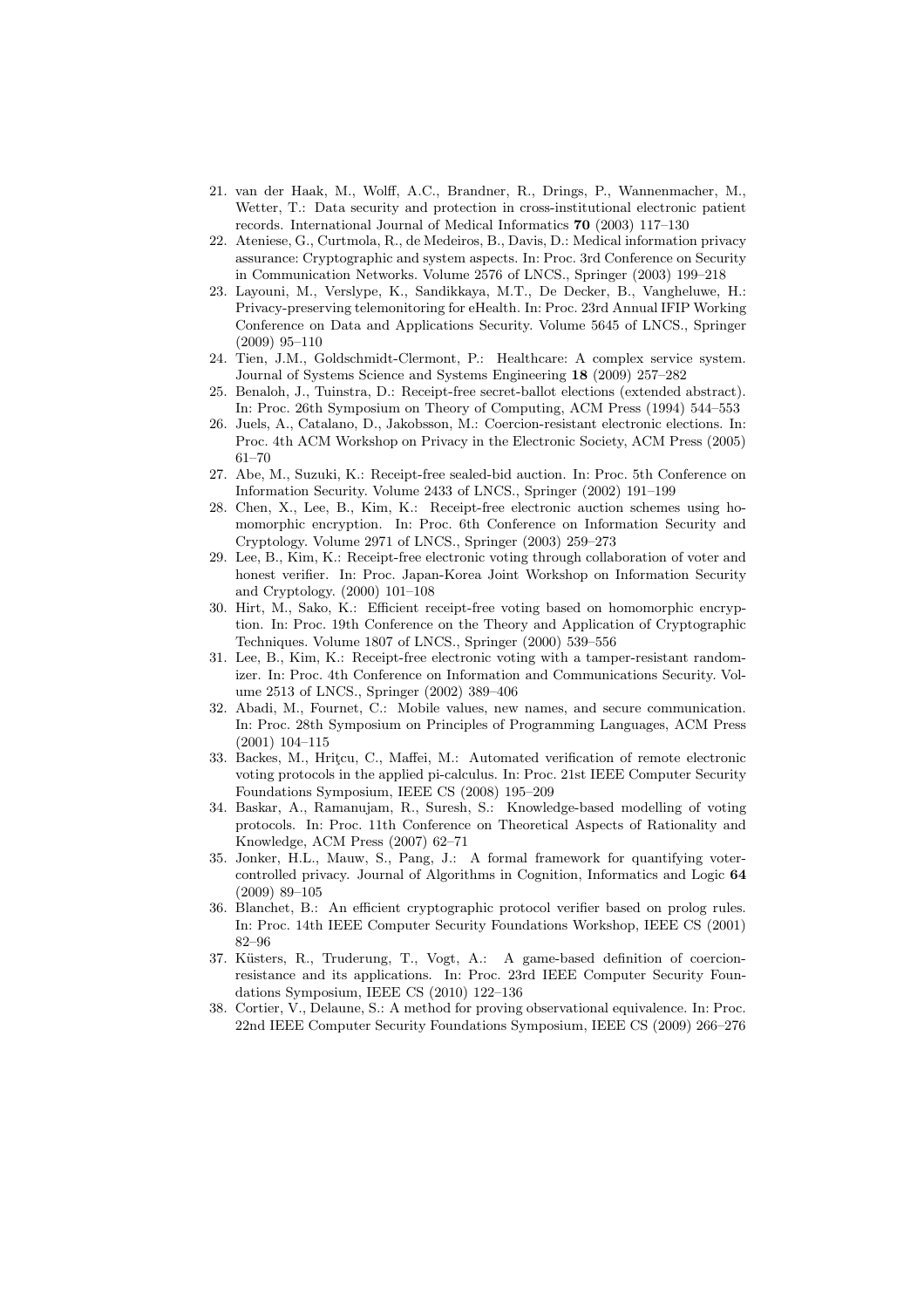21. van der Haak, M., Wolff, A.C., Brandner, R., Drings, P., Wannenmacher, M., Wetter, T.: Data security and protection in cross-institutional electronic patient records. International Journal of Medical Informatics **70** (2003) 117–130
22. Ateniese, G., Curtmola, R., de Medeiros, B., Davis, D.: Medical information privacy assurance: Cryptographic and system aspects. In: Proc. 3rd Conference on Security in Communication Networks. Volume 2576 of LNCS., Springer (2003) 199–218
23. Layouni, M., Verslype, K., Sandikkaya, M.T., De Decker, B., Vangheluwe, H.: Privacy-preserving telemonitoring for eHealth. In: Proc. 23rd Annual IFIP Working Conference on Data and Applications Security. Volume 5645 of LNCS., Springer (2009) 95–110
24. Tien, J.M., Goldschmidt-Clermont, P.: Healthcare: A complex service system. Journal of Systems Science and Systems Engineering **18** (2009) 257–282
25. Benaloh, J., Tuinstra, D.: Receipt-free secret-ballot elections (extended abstract). In: Proc. 26th Symposium on Theory of Computing, ACM Press (1994) 544–553
26. Juels, A., Catalano, D., Jakobsson, M.: Coercion-resistant electronic elections. In: Proc. 4th ACM Workshop on Privacy in the Electronic Society, ACM Press (2005) 61–70
27. Abe, M., Suzuki, K.: Receipt-free sealed-bid auction. In: Proc. 5th Conference on Information Security. Volume 2433 of LNCS., Springer (2002) 191–199
28. Chen, X., Lee, B., Kim, K.: Receipt-free electronic auction schemes using homomorphic encryption. In: Proc. 6th Conference on Information Security and Cryptology. Volume 2971 of LNCS., Springer (2003) 259–273
29. Lee, B., Kim, K.: Receipt-free electronic voting through collaboration of voter and honest verifier. In: Proc. Japan-Korea Joint Workshop on Information Security and Cryptology. (2000) 101–108
30. Hirt, M., Sako, K.: Efficient receipt-free voting based on homomorphic encryption. In: Proc. 19th Conference on the Theory and Application of Cryptographic Techniques. Volume 1807 of LNCS., Springer (2000) 539–556
31. Lee, B., Kim, K.: Receipt-free electronic voting with a tamper-resistant randomizer. In: Proc. 4th Conference on Information and Communications Security. Volume 2513 of LNCS., Springer (2002) 389–406
32. Abadi, M., Fournet, C.: Mobile values, new names, and secure communication. In: Proc. 28th Symposium on Principles of Programming Languages, ACM Press (2001) 104–115
33. Backes, M., Hriţcu, C., Maffei, M.: Automated verification of remote electronic voting protocols in the applied pi-calculus. In: Proc. 21st IEEE Computer Security Foundations Symposium, IEEE CS (2008) 195–209
34. Baskar, A., Ramanujam, R., Suresh, S.: Knowledge-based modelling of voting protocols. In: Proc. 11th Conference on Theoretical Aspects of Rationality and Knowledge, ACM Press (2007) 62–71
35. Jonker, H.L., Mauw, S., Pang, J.: A formal framework for quantifying voter-controlled privacy. Journal of Algorithms in Cognition, Informatics and Logic **64** (2009) 89–105
36. Blanchet, B.: An efficient cryptographic protocol verifier based on prolog rules. In: Proc. 14th IEEE Computer Security Foundations Workshop, IEEE CS (2001) 82–96
37. Küsters, R., Truderung, T., Vogt, A.: A game-based definition of coercion-resistance and its applications. In: Proc. 23rd IEEE Computer Security Foundations Symposium, IEEE CS (2010) 122–136
38. Cortier, V., Delaune, S.: A method for proving observational equivalence. In: Proc. 22nd IEEE Computer Security Foundations Symposium, IEEE CS (2009) 266–276